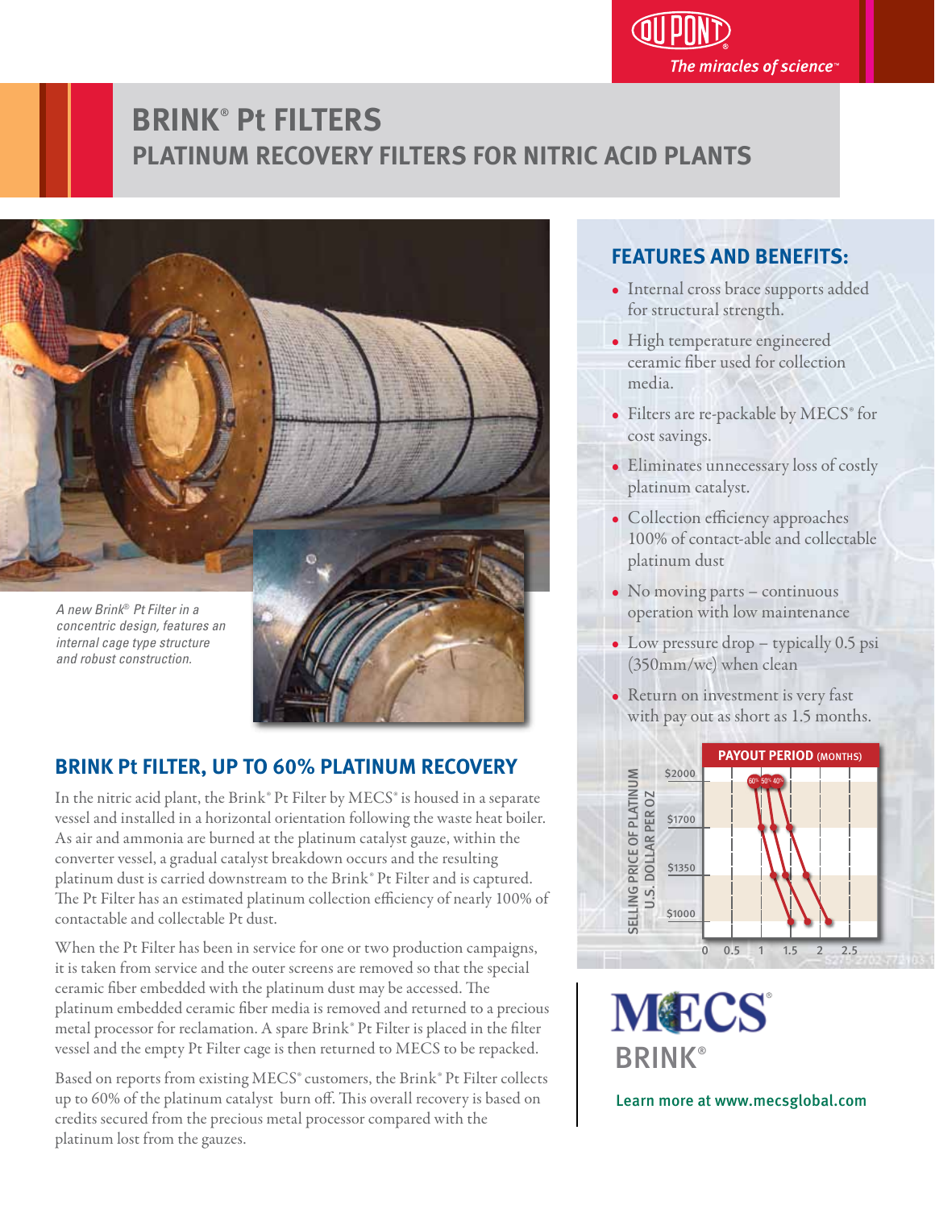# BRINK® Pt FILTERS

## PLATINUM RECOVERY FILTERS FOR NITRIC ACID PLANTS

*A new Brink® Pt Filter in a concentric design, features an internal cage type structure and robust construction.*

## BRINK Pt FILTER, UP TO 60% PLATINUM RECOVERY

In the nitric acid plant, the Brink® Pt Filter by MECS® is housed in a separate vessel and installed in a horizontal orientation following the waste heat boiler. As air and ammonia are burned at the platinum catalyst gauze, within the converter vessel, a gradual catalyst breakdown occurs and the resulting platinum dust is carried downstream to the Brink® Pt Filter and is captured. The Pt Filter has an estimated platinum collection efficiency of nearly 100% of contactable and collectable Pt dust.

When the Pt Filter has been in service for one or two production campaigns, it is taken from service and the outer screens are removed so that the special ceramic fiber embedded with the platinum dust may be accessed. The platinum embedded ceramic fiber media is removed and returned to a precious metal processor for reclamation. A spare Brink® Pt Filter is placed in the filter vessel and the empty Pt Filter cage is then returned to MECS to be repacked.

Based on reports from existing MECS® customers, the Brink® Pt Filter collects up to 60% of the platinum catalyst burn off. This overall recovery is based on credits secured from the precious metal processor compared with the platinum lost from the gauzes.

## FEATURES AND BENEFITS:

- Internal cross brace supports added for structural strength.
- High temperature engineered ceramic fiber used for collection media.
- Filters are re-packable by MECS® for cost savings.
- Eliminates unnecessary loss of costly platinum catalyst.
- Collection efficiency approaches 100% of contact-able and collectable platinum dust
- No moving parts – continuous operation with low maintenance
- Low pressure drop – typically 0.5 psi (350mm/wc) when clean
- Return on investment is very fast with pay out as short as 1.5 months.

**PAYOUT PERIOD** (MONTHS)

SELLING PRICE OF PLATINUM U.S. DOLLAR PER OZ: $2000, $1700, $1350, $1000

Payout period (months): 0, 0.5, 1, 1.5, 2, 2.5

Curves: 60%, 50%, 40%

MECS® BRINK®

Learn more at www.mecsglobal.com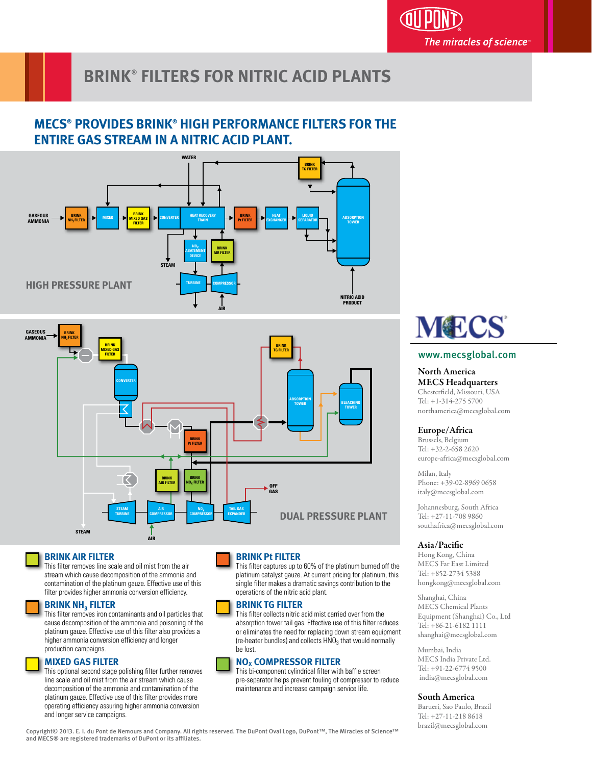# BRINK® FILTERS FOR NITRIC ACID PLANTS

## MECS® PROVIDES BRINK® HIGH PERFORMANCE FILTERS FOR THE ENTIRE GAS STREAM IN A NITRIC ACID PLANT.

HIGH PRESSURE PLANT

GASEOUS AMMONIA
BRINK $NH_3$ FILTER
MIXER
BRINK MIXED GAS FILTER
CONVERTER
WATER
HEAT RECOVERY TRAIN
BRINK Pt FILTER
HEAT EXCHANGER
LIQUID SEPARATOR
BRINK TG FILTER
ABSORPTION TOWER
$NO_x$ ABATEMENT DEVICE
BRINK AIR FILTER
STEAM
TURBINE
COMPRESSOR
AIR
NITRIC ACID PRODUCT

DUAL PRESSURE PLANT

GASEOUS AMMONIA
BRINK $NH_3$ FILTER
BRINK MIXED GAS FILTER
CONVERTER
BRINK TG FILTER
ABSORPTION TOWER
BLEACHING TOWER
BRINK Pt FILTER
BRINK AIR FILTER
BRINK $NO_x$ FILTER
OFF GAS
STEAM TURBINE
AIR COMPRESSOR
$NO_x$ COMPRESSOR
TAIL GAS EXPANDER
STEAM
AIR

### BRINK AIR FILTER

This filter removes line scale and oil mist from the air stream which cause decomposition of the ammonia and contamination of the platinum gauze. Effective use of this filter provides higher ammonia conversion efficiency.

### BRINK $NH_3$ FILTER

This filter removes iron contaminants and oil particles that cause decomposition of the ammonia and poisoning of the platinum gauze. Effective use of this filter also provides a higher ammonia conversion efficiency and longer production campaigns.

### MIXED GAS FILTER

This optional second stage polishing filter further removes line scale and oil mist from the air stream which cause decomposition of the ammonia and contamination of the platinum gauze. Effective use of this filter provides more operating efficiency assuring higher ammonia conversion and longer service campaigns.

### BRINK Pt FILTER

This filter captures up to 60% of the platinum burned off the platinum catalyst gauze. At current pricing for platinum, this single filter makes a dramatic savings contribution to the operations of the nitric acid plant.

### BRINK TG FILTER

This filter collects nitric acid mist carried over from the absorption tower tail gas. Effective use of this filter reduces or eliminates the need for replacing down stream equipment (re-heater bundles) and collects $HNO_3$ that would normally be lost.

### $NO_x$ COMPRESSOR FILTER

This bi-component cylindrical filter with baffle screen pre-separator helps prevent fouling of compressor to reduce maintenance and increase campaign service life.

MECS®

www.mecsglobal.com

**North America**
**MECS Headquarters**
Chesterfield, Missouri, USA
Tel: +1-314-275 5700
northamerica@mecsglobal.com

**Europe/Africa**
Brussels, Belgium
Tel: +32-2-658 2620
europe-africa@mecsglobal.com

Milan, Italy
Phone: +39-02-8969 0658
italy@mecsglobal.com

Johannesburg, South Africa
Tel: +27-11-708 9860
southafrica@mecsglobal.com

**Asia/Pacific**
Hong Kong, China
MECS Far East Limited
Tel: +852-2734 5388
hongkong@mecsglobal.com

Shanghai, China
MECS Chemical Plants Equipment (Shanghai) Co., Ltd
Tel: +86-21-6182 1111
shanghai@mecsglobal.com

Mumbai, India
MECS India Private Ltd.
Tel: +91-22-6774 9500
india@mecsglobal.com

**South America**
Barueri, Sao Paulo, Brazil
Tel: +27-11-218 8618
brazil@mecsglobal.com

Copyright© 2013. E. I. du Pont de Nemours and Company. All rights reserved. The DuPont Oval Logo, DuPont™, The Miracles of Science™ and MECS® are registered trademarks of DuPont or its affiliates.